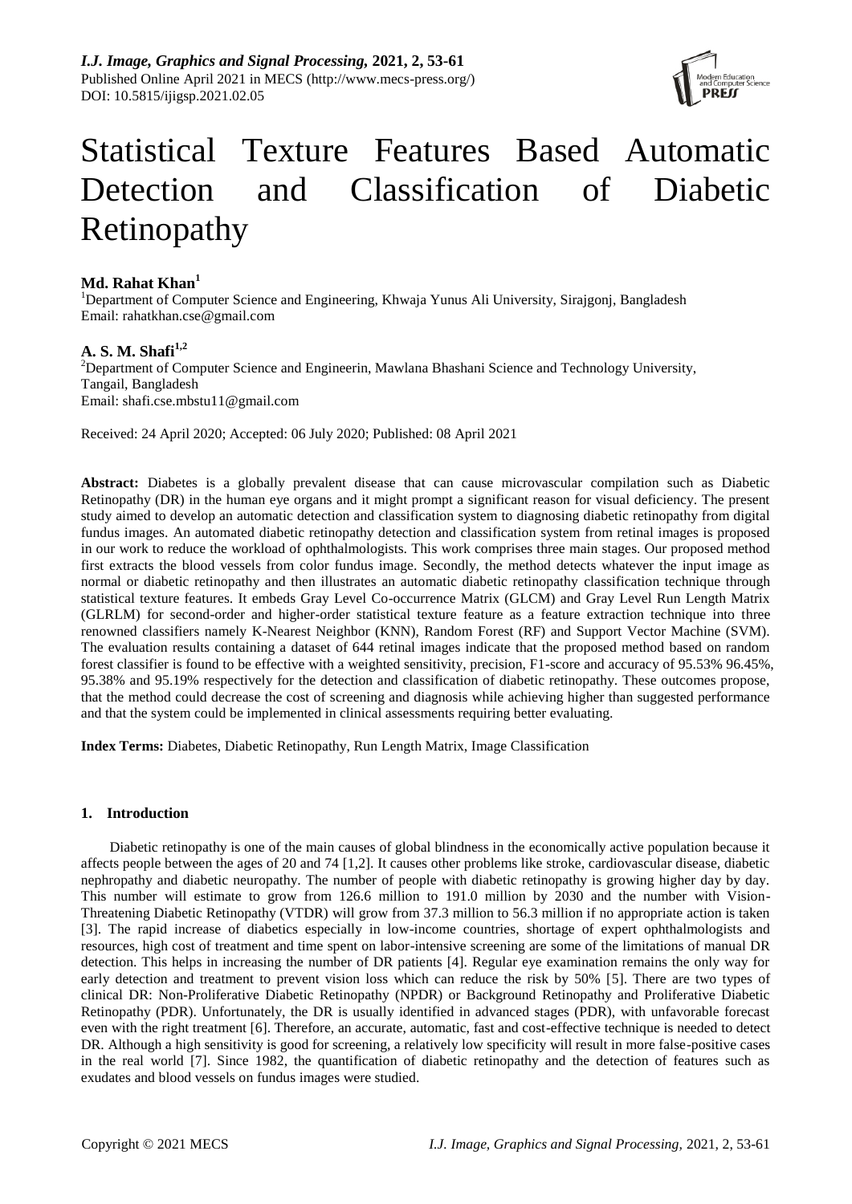# Statistical Texture Features Based Automatic Detection and Classification of Diabetic Retinopathy

**Md. Rahat Khan**[1]

[1]Department of Computer Science and Engineering, Khwaja Yunus Ali University, Sirajgonj, Bangladesh
Email: rahatkhan.cse@gmail.com

**A. S. M. Shafi**[1,2]

[2]Department of Computer Science and Engineerin, Mawlana Bhashani Science and Technology University, Tangail, Bangladesh
Email: shafi.cse.mbstu11@gmail.com

Received: 24 April 2020; Accepted: 06 July 2020; Published: 08 April 2021

**Abstract:** Diabetes is a globally prevalent disease that can cause microvascular compilation such as Diabetic Retinopathy (DR) in the human eye organs and it might prompt a significant reason for visual deficiency. The present study aimed to develop an automatic detection and classification system to diagnosing diabetic retinopathy from digital fundus images. An automated diabetic retinopathy detection and classification system from retinal images is proposed in our work to reduce the workload of ophthalmologists. This work comprises three main stages. Our proposed method first extracts the blood vessels from color fundus image. Secondly, the method detects whatever the input image as normal or diabetic retinopathy and then illustrates an automatic diabetic retinopathy classification technique through statistical texture features. It embeds Gray Level Co-occurrence Matrix (GLCM) and Gray Level Run Length Matrix (GLRLM) for second-order and higher-order statistical texture feature as a feature extraction technique into three renowned classifiers namely K-Nearest Neighbor (KNN), Random Forest (RF) and Support Vector Machine (SVM). The evaluation results containing a dataset of 644 retinal images indicate that the proposed method based on random forest classifier is found to be effective with a weighted sensitivity, precision, F1-score and accuracy of 95.53% 96.45%, 95.38% and 95.19% respectively for the detection and classification of diabetic retinopathy. These outcomes propose, that the method could decrease the cost of screening and diagnosis while achieving higher than suggested performance and that the system could be implemented in clinical assessments requiring better evaluating.

**Index Terms:** Diabetes, Diabetic Retinopathy, Run Length Matrix, Image Classification

## 1. Introduction

Diabetic retinopathy is one of the main causes of global blindness in the economically active population because it affects people between the ages of 20 and 74 [1,2]. It causes other problems like stroke, cardiovascular disease, diabetic nephropathy and diabetic neuropathy. The number of people with diabetic retinopathy is growing higher day by day. This number will estimate to grow from 126.6 million to 191.0 million by 2030 and the number with Vision-Threatening Diabetic Retinopathy (VTDR) will grow from 37.3 million to 56.3 million if no appropriate action is taken [3]. The rapid increase of diabetics especially in low-income countries, shortage of expert ophthalmologists and resources, high cost of treatment and time spent on labor-intensive screening are some of the limitations of manual DR detection. This helps in increasing the number of DR patients [4]. Regular eye examination remains the only way for early detection and treatment to prevent vision loss which can reduce the risk by 50% [5]. There are two types of clinical DR: Non-Proliferative Diabetic Retinopathy (NPDR) or Background Retinopathy and Proliferative Diabetic Retinopathy (PDR). Unfortunately, the DR is usually identified in advanced stages (PDR), with unfavorable forecast even with the right treatment [6]. Therefore, an accurate, automatic, fast and cost-effective technique is needed to detect DR. Although a high sensitivity is good for screening, a relatively low specificity will result in more false-positive cases in the real world [7]. Since 1982, the quantification of diabetic retinopathy and the detection of features such as exudates and blood vessels on fundus images were studied.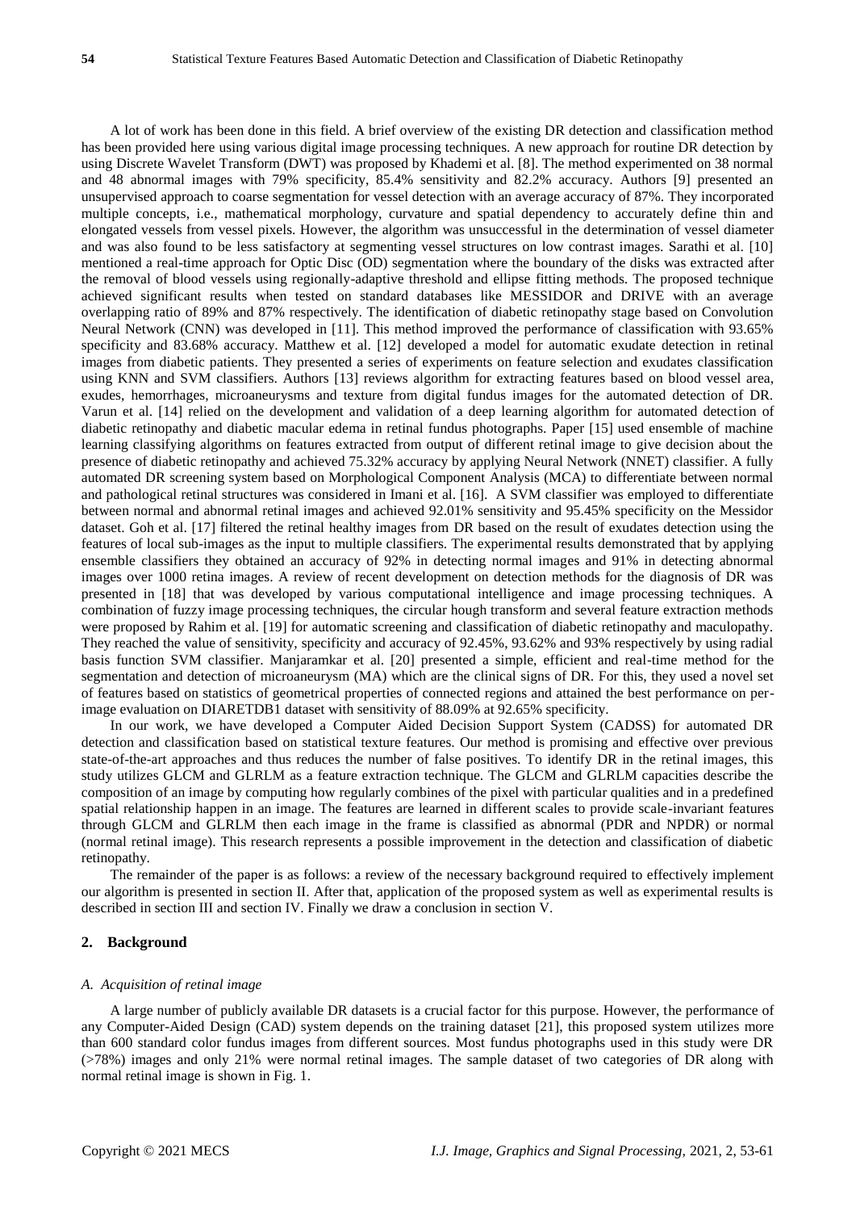A lot of work has been done in this field. A brief overview of the existing DR detection and classification method has been provided here using various digital image processing techniques. A new approach for routine DR detection by using Discrete Wavelet Transform (DWT) was proposed by Khademi et al. [8]. The method experimented on 38 normal and 48 abnormal images with 79% specificity, 85.4% sensitivity and 82.2% accuracy. Authors [9] presented an unsupervised approach to coarse segmentation for vessel detection with an average accuracy of 87%. They incorporated multiple concepts, i.e., mathematical morphology, curvature and spatial dependency to accurately define thin and elongated vessels from vessel pixels. However, the algorithm was unsuccessful in the determination of vessel diameter and was also found to be less satisfactory at segmenting vessel structures on low contrast images. Sarathi et al. [10] mentioned a real-time approach for Optic Disc (OD) segmentation where the boundary of the disks was extracted after the removal of blood vessels using regionally-adaptive threshold and ellipse fitting methods. The proposed technique achieved significant results when tested on standard databases like MESSIDOR and DRIVE with an average overlapping ratio of 89% and 87% respectively. The identification of diabetic retinopathy stage based on Convolution Neural Network (CNN) was developed in [11]. This method improved the performance of classification with 93.65% specificity and 83.68% accuracy. Matthew et al. [12] developed a model for automatic exudate detection in retinal images from diabetic patients. They presented a series of experiments on feature selection and exudates classification using KNN and SVM classifiers. Authors [13] reviews algorithm for extracting features based on blood vessel area, exudes, hemorrhages, microaneurysms and texture from digital fundus images for the automated detection of DR. Varun et al. [14] relied on the development and validation of a deep learning algorithm for automated detection of diabetic retinopathy and diabetic macular edema in retinal fundus photographs. Paper [15] used ensemble of machine learning classifying algorithms on features extracted from output of different retinal image to give decision about the presence of diabetic retinopathy and achieved 75.32% accuracy by applying Neural Network (NNET) classifier. A fully automated DR screening system based on Morphological Component Analysis (MCA) to differentiate between normal and pathological retinal structures was considered in Imani et al. [16]. A SVM classifier was employed to differentiate between normal and abnormal retinal images and achieved 92.01% sensitivity and 95.45% specificity on the Messidor dataset. Goh et al. [17] filtered the retinal healthy images from DR based on the result of exudates detection using the features of local sub-images as the input to multiple classifiers. The experimental results demonstrated that by applying ensemble classifiers they obtained an accuracy of 92% in detecting normal images and 91% in detecting abnormal images over 1000 retina images. A review of recent development on detection methods for the diagnosis of DR was presented in [18] that was developed by various computational intelligence and image processing techniques. A combination of fuzzy image processing techniques, the circular hough transform and several feature extraction methods were proposed by Rahim et al. [19] for automatic screening and classification of diabetic retinopathy and maculopathy. They reached the value of sensitivity, specificity and accuracy of 92.45%, 93.62% and 93% respectively by using radial basis function SVM classifier. Manjaramkar et al. [20] presented a simple, efficient and real-time method for the segmentation and detection of microaneurysm (MA) which are the clinical signs of DR. For this, they used a novel set of features based on statistics of geometrical properties of connected regions and attained the best performance on per-image evaluation on DIARETDB1 dataset with sensitivity of 88.09% at 92.65% specificity.

In our work, we have developed a Computer Aided Decision Support System (CADSS) for automated DR detection and classification based on statistical texture features. Our method is promising and effective over previous state-of-the-art approaches and thus reduces the number of false positives. To identify DR in the retinal images, this study utilizes GLCM and GLRLM as a feature extraction technique. The GLCM and GLRLM capacities describe the composition of an image by computing how regularly combines of the pixel with particular qualities and in a predefined spatial relationship happen in an image. The features are learned in different scales to provide scale-invariant features through GLCM and GLRLM then each image in the frame is classified as abnormal (PDR and NPDR) or normal (normal retinal image). This research represents a possible improvement in the detection and classification of diabetic retinopathy.

The remainder of the paper is as follows: a review of the necessary background required to effectively implement our algorithm is presented in section II. After that, application of the proposed system as well as experimental results is described in section III and section IV. Finally we draw a conclusion in section V.

## 2. Background

### *A. Acquisition of retinal image*

A large number of publicly available DR datasets is a crucial factor for this purpose. However, the performance of any Computer-Aided Design (CAD) system depends on the training dataset [21], this proposed system utilizes more than 600 standard color fundus images from different sources. Most fundus photographs used in this study were DR (>78%) images and only 21% were normal retinal images. The sample dataset of two categories of DR along with normal retinal image is shown in Fig. 1.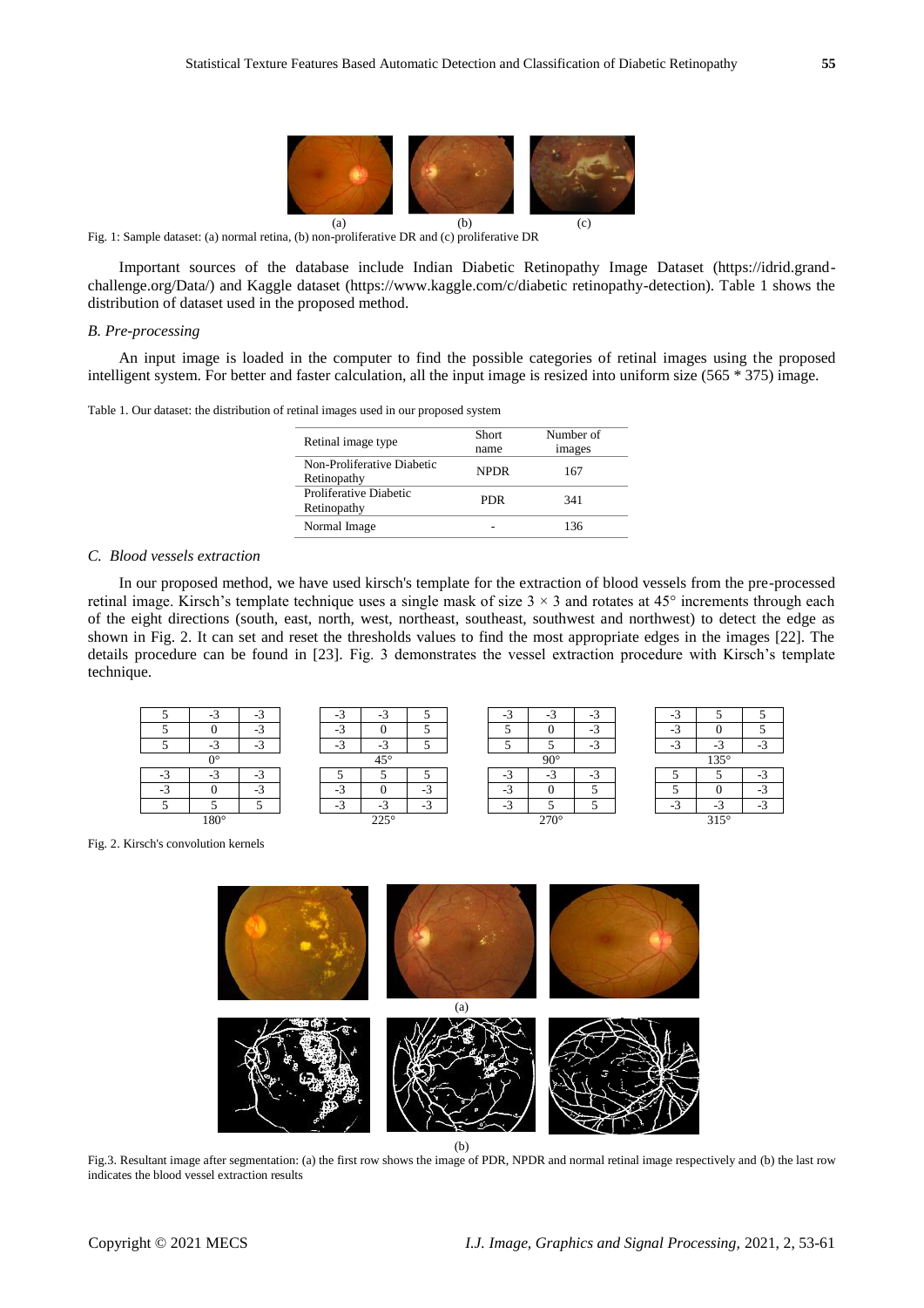Fig. 1: Sample dataset: (a) normal retina, (b) non-proliferative DR and (c) proliferative DR

Important sources of the database include Indian Diabetic Retinopathy Image Dataset (https://idrid.grand-challenge.org/Data/) and Kaggle dataset (https://www.kaggle.com/c/diabetic retinopathy-detection). Table 1 shows the distribution of dataset used in the proposed method.

### B. Pre-processing

An input image is loaded in the computer to find the possible categories of retinal images using the proposed intelligent system. For better and faster calculation, all the input image is resized into uniform size (565 * 375) image.

Table 1. Our dataset: the distribution of retinal images used in our proposed system

| Retinal image type | Short name | Number of images |
|---|---|---|
| Non-Proliferative Diabetic Retinopathy | NPDR | 167 |
| Proliferative Diabetic Retinopathy | PDR | 341 |
| Normal Image | - | 136 |

### C. Blood vessels extraction

In our proposed method, we have used kirsch's template for the extraction of blood vessels from the pre-processed retinal image. Kirsch's template technique uses a single mask of size $3 \times 3$ and rotates at 45° increments through each of the eight directions (south, east, north, west, northeast, southeast, southwest and northwest) to detect the edge as shown in Fig. 2. It can set and reset the thresholds values to find the most appropriate edges in the images [22]. The details procedure can be found in [23]. Fig. 3 demonstrates the vessel extraction procedure with Kirsch's template technique.

0°

| | | |
|---|---|---|
| 5 | -3 | -3 |
| 5 | 0 | -3 |
| 5 | -3 | -3 |

45°

| | | |
|---|---|---|
| -3 | -3 | 5 |
| -3 | 0 | 5 |
| -3 | -3 | 5 |

90°

| | | |
|---|---|---|
| -3 | -3 | -3 |
| 5 | 0 | -3 |
| 5 | 5 | -3 |

135°

| | | |
|---|---|---|
| -3 | 5 | 5 |
| -3 | 0 | 5 |
| -3 | -3 | -3 |

180°

| | | |
|---|---|---|
| -3 | -3 | -3 |
| -3 | 0 | -3 |
| 5 | 5 | 5 |

225°

| | | |
|---|---|---|
| 5 | 5 | 5 |
| -3 | 0 | -3 |
| -3 | -3 | -3 |

270°

| | | |
|---|---|---|
| -3 | -3 | -3 |
| -3 | 0 | 5 |
| -3 | 5 | 5 |

315°

| | | |
|---|---|---|
| 5 | 5 | -3 |
| 5 | 0 | -3 |
| -3 | -3 | -3 |

Fig. 2. Kirsch's convolution kernels

Fig.3. Resultant image after segmentation: (a) the first row shows the image of PDR, NPDR and normal retinal image respectively and (b) the last row indicates the blood vessel extraction results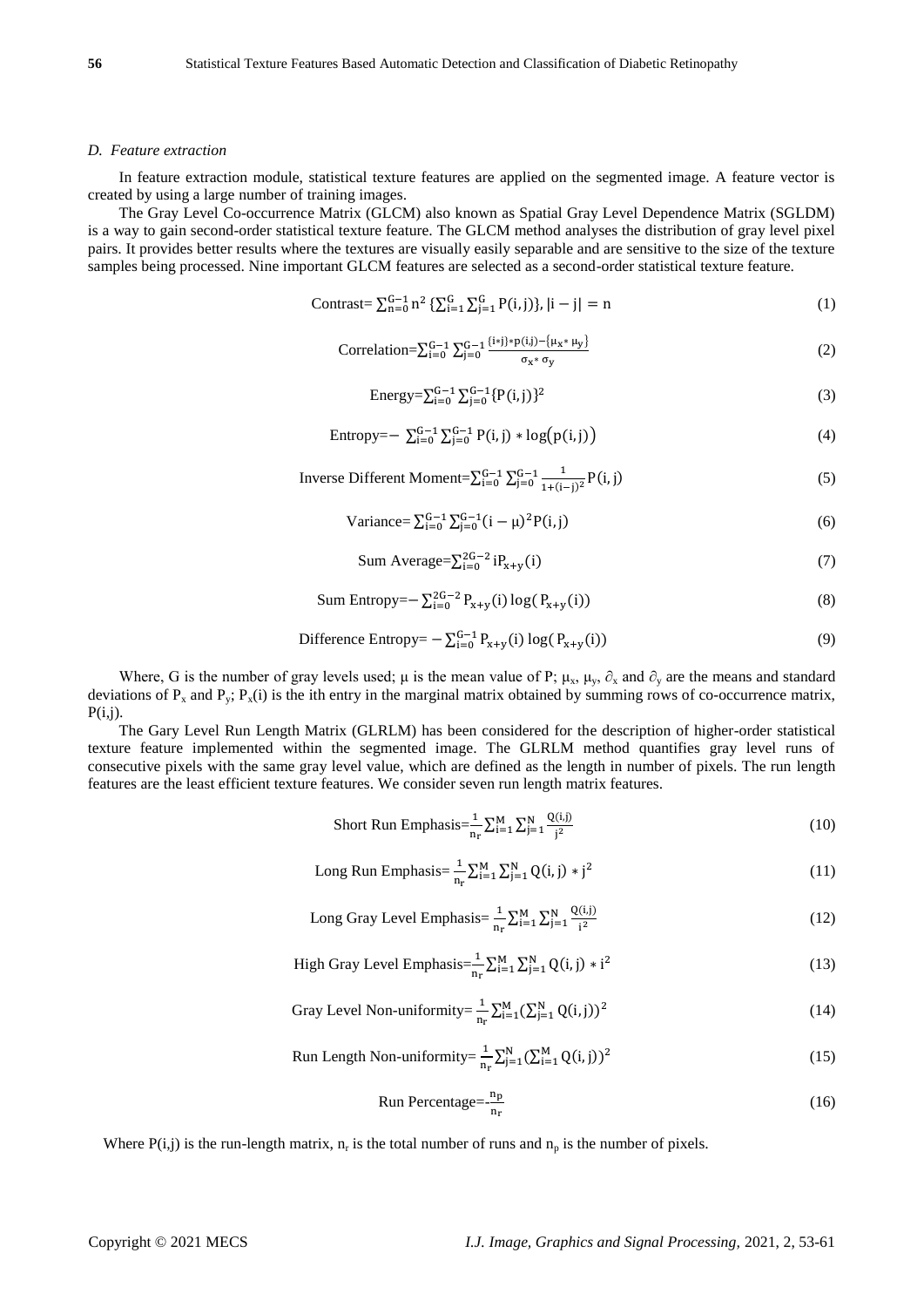### *D. Feature extraction*

In feature extraction module, statistical texture features are applied on the segmented image. A feature vector is created by using a large number of training images.

The Gray Level Co-occurrence Matrix (GLCM) also known as Spatial Gray Level Dependence Matrix (SGLDM) is a way to gain second-order statistical texture feature. The GLCM method analyses the distribution of gray level pixel pairs. It provides better results where the textures are visually easily separable and are sensitive to the size of the texture samples being processed. Nine important GLCM features are selected as a second-order statistical texture feature.

$$\text{Contrast}= \sum_{n=0}^{G-1} n^2 \{\sum_{i=1}^{G} \sum_{j=1}^{G} P(i,j)\}, |i-j| = n \tag{1}$$

$$\text{Correlation}=\sum_{i=0}^{G-1} \sum_{j=0}^{G-1} \frac{\{i*j\}*p(i,j)-\{\mu_x * \mu_y\}}{\sigma_x * \sigma_y} \tag{2}$$

$$\text{Energy}=\sum_{i=0}^{G-1} \sum_{j=0}^{G-1} \{P(i,j)\}^2 \tag{3}$$

$$\text{Entropy}=- \sum_{i=0}^{G-1} \sum_{j=0}^{G-1} P(i,j) * \log\big(p(i,j)\big) \tag{4}$$

$$\text{Inverse Different Moment}=\sum_{i=0}^{G-1} \sum_{j=0}^{G-1} \frac{1}{1+(i-j)^2} P(i,j) \tag{5}$$

$$\text{Variance}= \sum_{i=0}^{G-1} \sum_{j=0}^{G-1} (i-\mu)^2 P(i,j) \tag{6}$$

$$\text{Sum Average}=\sum_{i=0}^{2G-2} i P_{x+y}(i) \tag{7}$$

$$\text{Sum Entropy}=- \sum_{i=0}^{2G-2} P_{x+y}(i) \log(P_{x+y}(i)) \tag{8}$$

$$\text{Difference Entropy}= - \sum_{i=0}^{G-1} P_{x+y}(i) \log(P_{x+y}(i)) \tag{9}$$

Where, G is the number of gray levels used; μ is the mean value of P; $\mu_x$, $\mu_y$, $\partial_x$ and $\partial_y$ are the means and standard deviations of $P_x$ and $P_y$; $P_x(i)$ is the ith entry in the marginal matrix obtained by summing rows of co-occurrence matrix, P(i,j).

The Gary Level Run Length Matrix (GLRLM) has been considered for the description of higher-order statistical texture feature implemented within the segmented image. The GLRLM method quantifies gray level runs of consecutive pixels with the same gray level value, which are defined as the length in number of pixels. The run length features are the least efficient texture features. We consider seven run length matrix features.

$$\text{Short Run Emphasis}=\frac{1}{n_r} \sum_{i=1}^{M} \sum_{j=1}^{N} \frac{Q(i,j)}{j^2} \tag{10}$$

$$\text{Long Run Emphasis}= \frac{1}{n_r} \sum_{i=1}^{M} \sum_{j=1}^{N} Q(i,j) * j^2 \tag{11}$$

$$\text{Long Gray Level Emphasis}= \frac{1}{n_r} \sum_{i=1}^{M} \sum_{j=1}^{N} \frac{Q(i,j)}{i^2} \tag{12}$$

$$\text{High Gray Level Emphasis}=\frac{1}{n_r} \sum_{i=1}^{M} \sum_{j=1}^{N} Q(i,j) * i^2 \tag{13}$$

$$\text{Gray Level Non-uniformity}= \frac{1}{n_r} \sum_{i=1}^{M} (\sum_{j=1}^{N} Q(i,j))^2 \tag{14}$$

$$\text{Run Length Non-uniformity}= \frac{1}{n_r} \sum_{j=1}^{N} (\sum_{i=1}^{M} Q(i,j))^2 \tag{15}$$

$$\text{Run Percentage}=\frac{n_p}{n_r} \tag{16}$$

Where P(i,j) is the run-length matrix, $n_r$ is the total number of runs and $n_p$ is the number of pixels.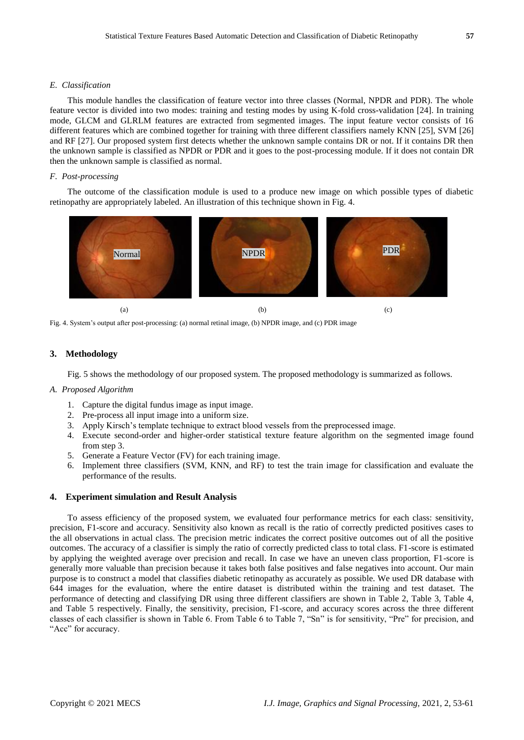### E. Classification

This module handles the classification of feature vector into three classes (Normal, NPDR and PDR). The whole feature vector is divided into two modes: training and testing modes by using K-fold cross-validation [24]. In training mode, GLCM and GLRLM features are extracted from segmented images. The input feature vector consists of 16 different features which are combined together for training with three different classifiers namely KNN [25], SVM [26] and RF [27]. Our proposed system first detects whether the unknown sample contains DR or not. If it contains DR then the unknown sample is classified as NPDR or PDR and it goes to the post-processing module. If it does not contain DR then the unknown sample is classified as normal.

### F. Post-processing

The outcome of the classification module is used to a produce new image on which possible types of diabetic retinopathy are appropriately labeled. An illustration of this technique shown in Fig. 4.

(a) (b) (c)

Fig. 4. System's output after post-processing: (a) normal retinal image, (b) NPDR image, and (c) PDR image

## 3. Methodology

Fig. 5 shows the methodology of our proposed system. The proposed methodology is summarized as follows.

### A. Proposed Algorithm

1. Capture the digital fundus image as input image.
2. Pre-process all input image into a uniform size.
3. Apply Kirsch's template technique to extract blood vessels from the preprocessed image.
4. Execute second-order and higher-order statistical texture feature algorithm on the segmented image found from step 3.
5. Generate a Feature Vector (FV) for each training image.
6. Implement three classifiers (SVM, KNN, and RF) to test the train image for classification and evaluate the performance of the results.

## 4. Experiment simulation and Result Analysis

To assess efficiency of the proposed system, we evaluated four performance metrics for each class: sensitivity, precision, F1-score and accuracy. Sensitivity also known as recall is the ratio of correctly predicted positives cases to the all observations in actual class. The precision metric indicates the correct positive outcomes out of all the positive outcomes. The accuracy of a classifier is simply the ratio of correctly predicted class to total class. F1-score is estimated by applying the weighted average over precision and recall. In case we have an uneven class proportion, F1-score is generally more valuable than precision because it takes both false positives and false negatives into account. Our main purpose is to construct a model that classifies diabetic retinopathy as accurately as possible. We used DR database with 644 images for the evaluation, where the entire dataset is distributed within the training and test dataset. The performance of detecting and classifying DR using three different classifiers are shown in Table 2, Table 3, Table 4, and Table 5 respectively. Finally, the sensitivity, precision, F1-score, and accuracy scores across the three different classes of each classifier is shown in Table 6. From Table 6 to Table 7, "Sn" is for sensitivity, "Pre" for precision, and "Acc" for accuracy.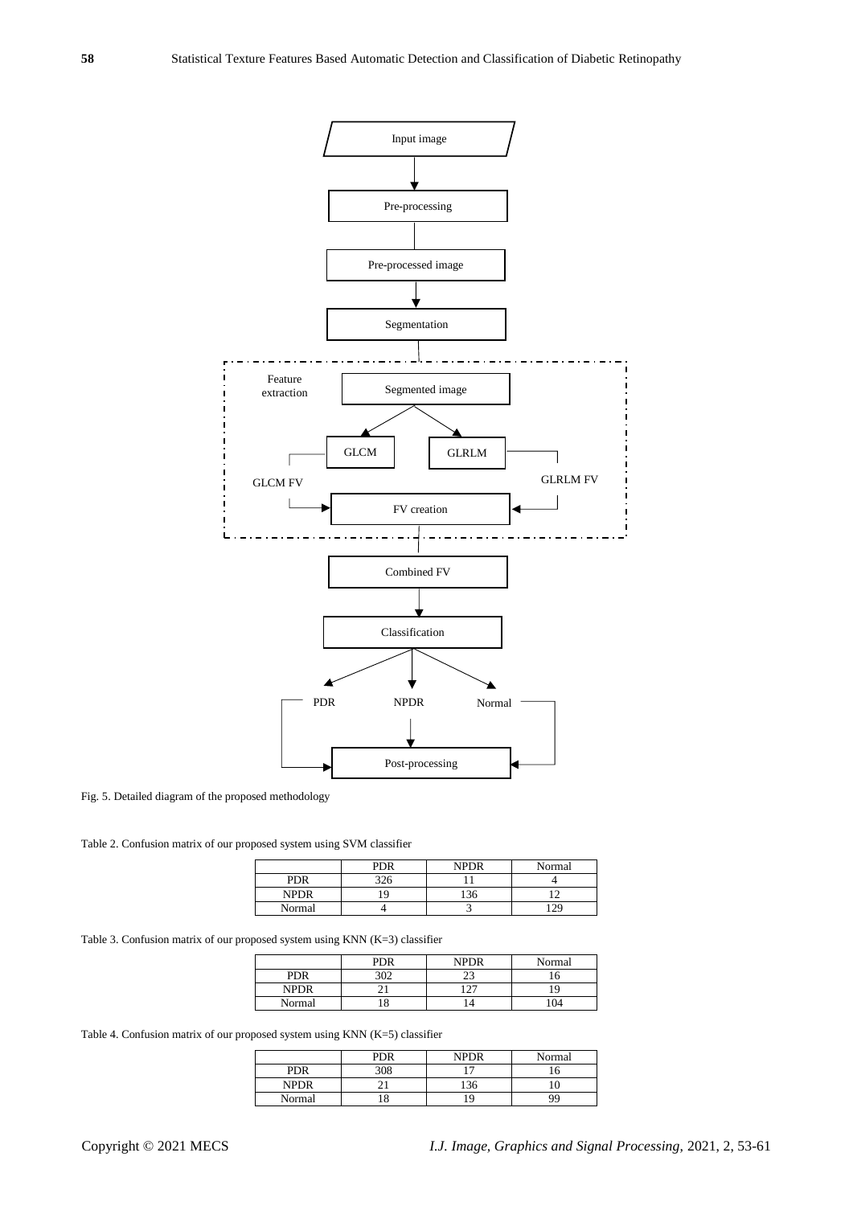Fig. 5. Detailed diagram of the proposed methodology

Table 2. Confusion matrix of our proposed system using SVM classifier

| | PDR | NPDR | Normal |
|---|---|---|---|
| PDR | 326 | 11 | 4 |
| NPDR | 19 | 136 | 12 |
| Normal | 4 | 3 | 129 |

Table 3. Confusion matrix of our proposed system using KNN (K=3) classifier

| | PDR | NPDR | Normal |
|---|---|---|---|
| PDR | 302 | 23 | 16 |
| NPDR | 21 | 127 | 19 |
| Normal | 18 | 14 | 104 |

Table 4. Confusion matrix of our proposed system using KNN (K=5) classifier

| | PDR | NPDR | Normal |
|---|---|---|---|
| PDR | 308 | 17 | 16 |
| NPDR | 21 | 136 | 10 |
| Normal | 18 | 19 | 99 |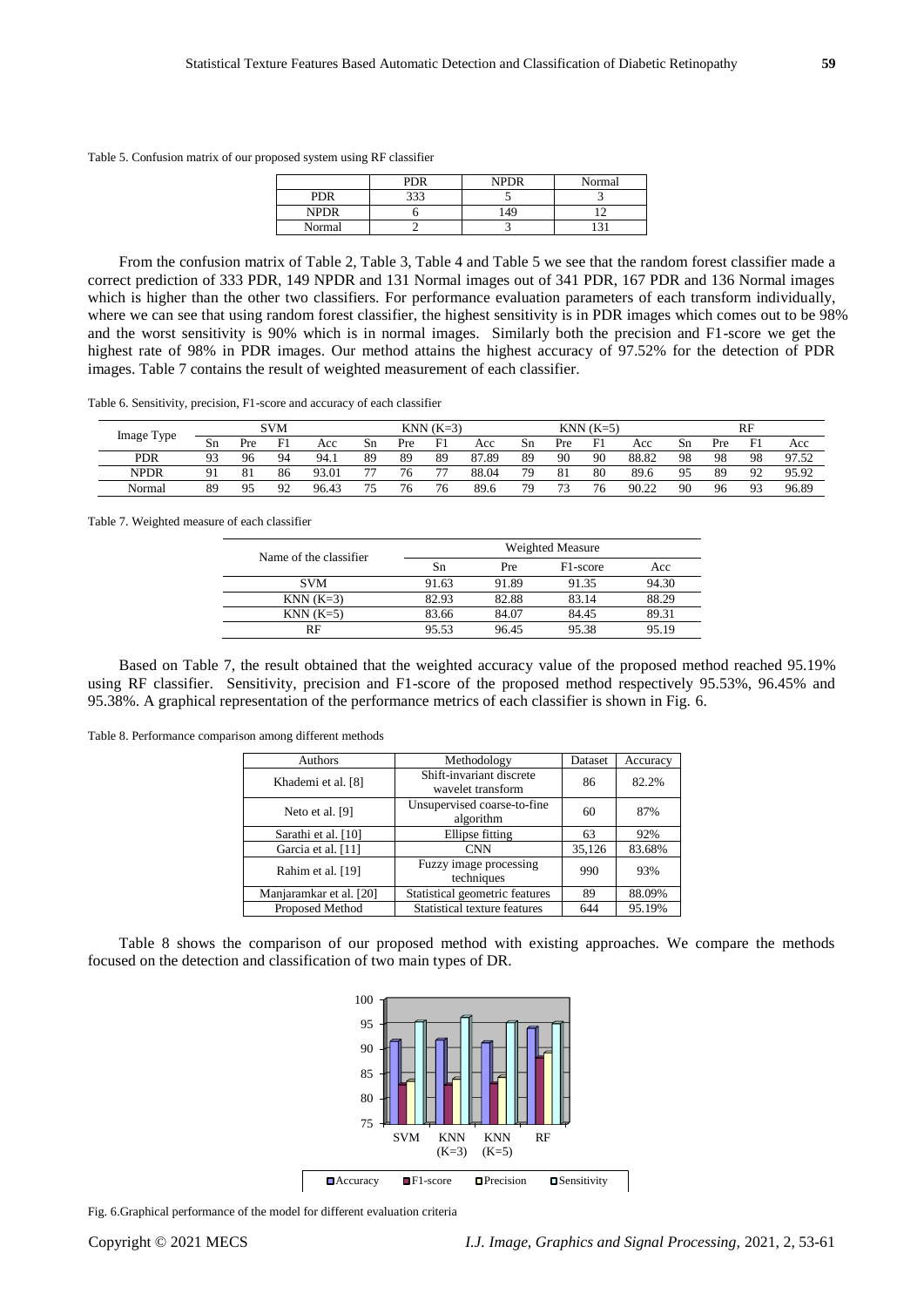Table 5. Confusion matrix of our proposed system using RF classifier

| | PDR | NPDR | Normal |
|---|---|---|---|
| PDR | 333 | 5 | 3 |
| NPDR | 6 | 149 | 12 |
| Normal | 2 | 3 | 131 |

From the confusion matrix of Table 2, Table 3, Table 4 and Table 5 we see that the random forest classifier made a correct prediction of 333 PDR, 149 NPDR and 131 Normal images out of 341 PDR, 167 PDR and 136 Normal images which is higher than the other two classifiers. For performance evaluation parameters of each transform individually, where we can see that using random forest classifier, the highest sensitivity is in PDR images which comes out to be 98% and the worst sensitivity is 90% which is in normal images. Similarly both the precision and F1-score we get the highest rate of 98% in PDR images. Our method attains the highest accuracy of 97.52% for the detection of PDR images. Table 7 contains the result of weighted measurement of each classifier.

Table 6. Sensitivity, precision, F1-score and accuracy of each classifier

| Image Type | SVM | | | | KNN (K=3) | | | | KNN (K=5) | | | | RF | | | |
|---|---|---|---|---|---|---|---|---|---|---|---|---|---|---|---|---|
| | Sn | Pre | F1 | Acc | Sn | Pre | F1 | Acc | Sn | Pre | F1 | Acc | Sn | Pre | F1 | Acc |
| PDR | 93 | 96 | 94 | 94.1 | 89 | 89 | 89 | 87.89 | 89 | 90 | 90 | 88.82 | 98 | 98 | 98 | 97.52 |
| NPDR | 91 | 81 | 86 | 93.01 | 77 | 76 | 77 | 88.04 | 79 | 81 | 80 | 89.6 | 95 | 89 | 92 | 95.92 |
| Normal | 89 | 95 | 92 | 96.43 | 75 | 76 | 76 | 89.6 | 79 | 73 | 76 | 90.22 | 90 | 96 | 93 | 96.89 |

Table 7. Weighted measure of each classifier

| Name of the classifier | Weighted Measure | | | |
|---|---|---|---|---|
| | Sn | Pre | F1-score | Acc |
| SVM | 91.63 | 91.89 | 91.35 | 94.30 |
| KNN (K=3) | 82.93 | 82.88 | 83.14 | 88.29 |
| KNN (K=5) | 83.66 | 84.07 | 84.45 | 89.31 |
| RF | 95.53 | 96.45 | 95.38 | 95.19 |

Based on Table 7, the result obtained that the weighted accuracy value of the proposed method reached 95.19% using RF classifier. Sensitivity, precision and F1-score of the proposed method respectively 95.53%, 96.45% and 95.38%. A graphical representation of the performance metrics of each classifier is shown in Fig. 6.

Table 8. Performance comparison among different methods

| Authors | Methodology | Dataset | Accuracy |
|---|---|---|---|
| Khademi et al. [8] | Shift-invariant discrete wavelet transform | 86 | 82.2% |
| Neto et al. [9] | Unsupervised coarse-to-fine algorithm | 60 | 87% |
| Sarathi et al. [10] | Ellipse fitting | 63 | 92% |
| Garcia et al. [11] | CNN | 35,126 | 83.68% |
| Rahim et al. [19] | Fuzzy image processing techniques | 990 | 93% |
| Manjaramkar et al. [20] | Statistical geometric features | 89 | 88.09% |
| Proposed Method | Statistical texture features | 644 | 95.19% |

Table 8 shows the comparison of our proposed method with existing approaches. We compare the methods focused on the detection and classification of two main types of DR.

Fig. 6.Graphical performance of the model for different evaluation criteria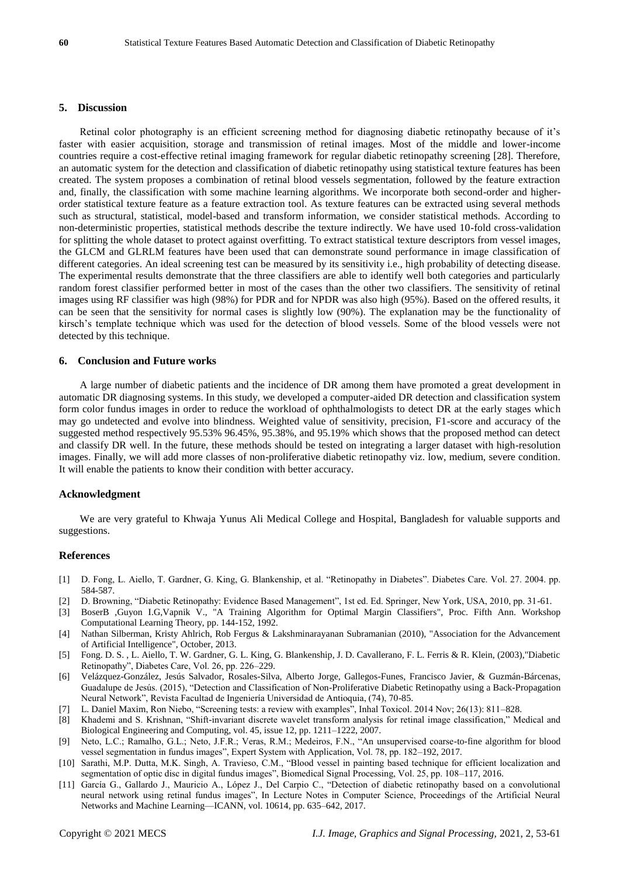## 5. Discussion

Retinal color photography is an efficient screening method for diagnosing diabetic retinopathy because of it's faster with easier acquisition, storage and transmission of retinal images. Most of the middle and lower-income countries require a cost-effective retinal imaging framework for regular diabetic retinopathy screening [28]. Therefore, an automatic system for the detection and classification of diabetic retinopathy using statistical texture features has been created. The system proposes a combination of retinal blood vessels segmentation, followed by the feature extraction and, finally, the classification with some machine learning algorithms. We incorporate both second-order and higher-order statistical texture feature as a feature extraction tool. As texture features can be extracted using several methods such as structural, statistical, model-based and transform information, we consider statistical methods. According to non-deterministic properties, statistical methods describe the texture indirectly. We have used 10-fold cross-validation for splitting the whole dataset to protect against overfitting. To extract statistical texture descriptors from vessel images, the GLCM and GLRLM features have been used that can demonstrate sound performance in image classification of different categories. An ideal screening test can be measured by its sensitivity i.e., high probability of detecting disease. The experimental results demonstrate that the three classifiers are able to identify well both categories and particularly random forest classifier performed better in most of the cases than the other two classifiers. The sensitivity of retinal images using RF classifier was high (98%) for PDR and for NPDR was also high (95%). Based on the offered results, it can be seen that the sensitivity for normal cases is slightly low (90%). The explanation may be the functionality of kirsch's template technique which was used for the detection of blood vessels. Some of the blood vessels were not detected by this technique.

## 6. Conclusion and Future works

A large number of diabetic patients and the incidence of DR among them have promoted a great development in automatic DR diagnosing systems. In this study, we developed a computer-aided DR detection and classification system form color fundus images in order to reduce the workload of ophthalmologists to detect DR at the early stages which may go undetected and evolve into blindness. Weighted value of sensitivity, precision, F1-score and accuracy of the suggested method respectively 95.53% 96.45%, 95.38%, and 95.19% which shows that the proposed method can detect and classify DR well. In the future, these methods should be tested on integrating a larger dataset with high-resolution images. Finally, we will add more classes of non-proliferative diabetic retinopathy viz. low, medium, severe condition. It will enable the patients to know their condition with better accuracy.

## Acknowledgment

We are very grateful to Khwaja Yunus Ali Medical College and Hospital, Bangladesh for valuable supports and suggestions.

## References

[1] D. Fong, L. Aiello, T. Gardner, G. King, G. Blankenship, et al. "Retinopathy in Diabetes". Diabetes Care. Vol. 27. 2004. pp. 584-587.

[2] D. Browning, "Diabetic Retinopathy: Evidence Based Management", 1st ed. Ed. Springer, New York, USA, 2010, pp. 31-61.

[3] BoserB ,Guyon I.G,Vapnik V., "A Training Algorithm for Optimal Margin Classifiers", Proc. Fifth Ann. Workshop Computational Learning Theory, pp. 144-152, 1992.

[4] Nathan Silberman, Kristy Ahlrich, Rob Fergus & Lakshminarayanan Subramanian (2010), "Association for the Advancement of Artificial Intelligence", October, 2013.

[5] Fong. D. S. , L. Aiello, T. W. Gardner, G. L. King, G. Blankenship, J. D. Cavallerano, F. L. Ferris & R. Klein, (2003),"Diabetic Retinopathy", Diabetes Care, Vol. 26, pp. 226–229.

[6] Velázquez-González, Jesús Salvador, Rosales-Silva, Alberto Jorge, Gallegos-Funes, Francisco Javier, & Guzmán-Bárcenas, Guadalupe de Jesús. (2015), "Detection and Classification of Non-Proliferative Diabetic Retinopathy using a Back-Propagation Neural Network", Revista Facultad de Ingeniería Universidad de Antioquia, (74), 70-85.

[7] L. Daniel Maxim, Ron Niebo, "Screening tests: a review with examples", Inhal Toxicol. 2014 Nov; 26(13): 811–828.

[8] Khademi and S. Krishnan, "Shift-invariant discrete wavelet transform analysis for retinal image classification," Medical and Biological Engineering and Computing, vol. 45, issue 12, pp. 1211–1222, 2007.

[9] Neto, L.C.; Ramalho, G.L.; Neto, J.F.R.; Veras, R.M.; Medeiros, F.N., "An unsupervised coarse-to-fine algorithm for blood vessel segmentation in fundus images", Expert System with Application, Vol. 78, pp. 182–192, 2017.

[10] Sarathi, M.P. Dutta, M.K. Singh, A. Travieso, C.M., "Blood vessel in painting based technique for efficient localization and segmentation of optic disc in digital fundus images", Biomedical Signal Processing, Vol. 25, pp. 108–117, 2016.

[11] García G., Gallardo J., Mauricio A., López J., Del Carpio C., "Detection of diabetic retinopathy based on a convolutional neural network using retinal fundus images", In Lecture Notes in Computer Science, Proceedings of the Artificial Neural Networks and Machine Learning—ICANN, vol. 10614, pp. 635–642, 2017.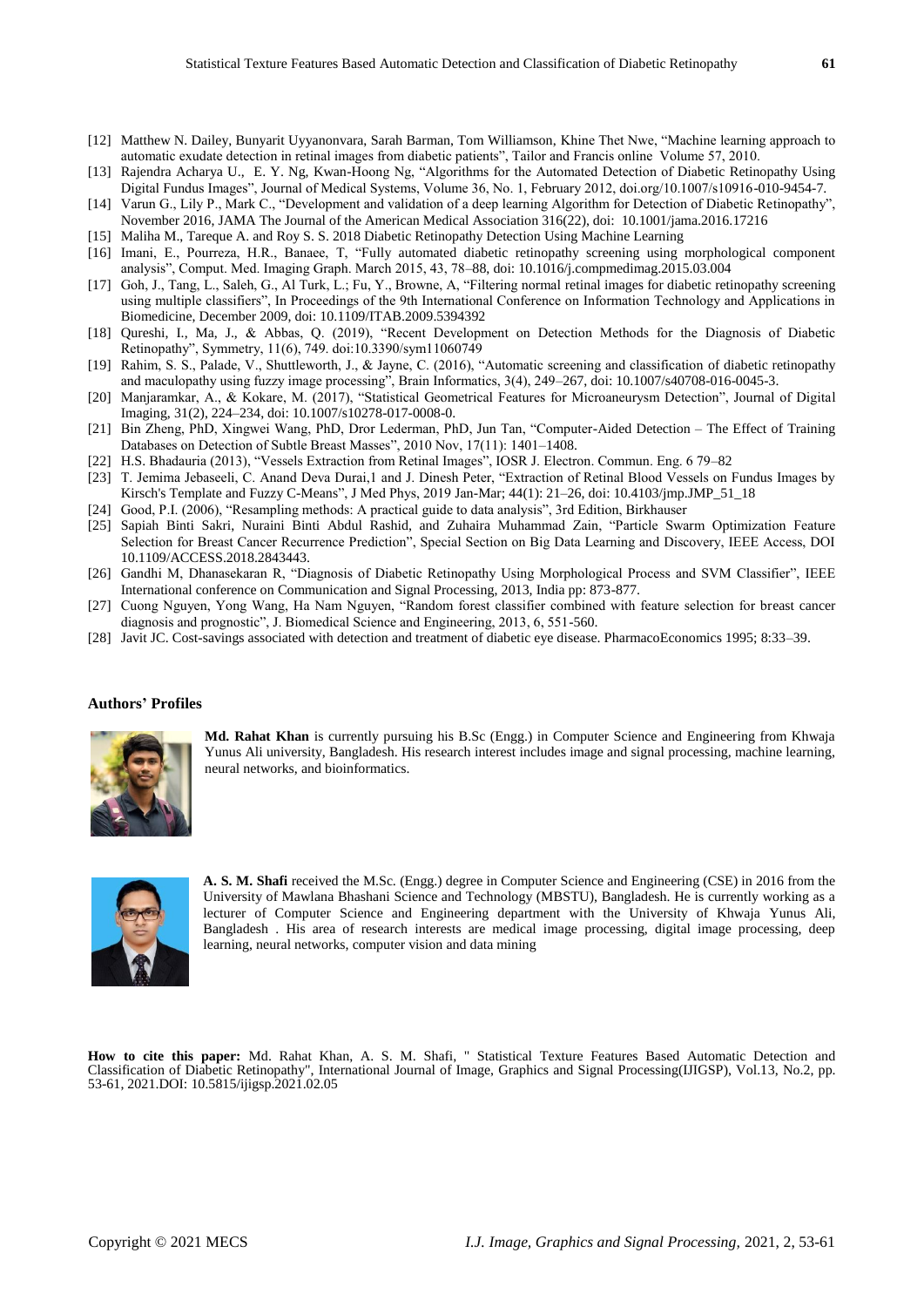[12] Matthew N. Dailey, Bunyarit Uyyanonvara, Sarah Barman, Tom Williamson, Khine Thet Nwe, "Machine learning approach to automatic exudate detection in retinal images from diabetic patients", Tailor and Francis online Volume 57, 2010.

[13] Rajendra Acharya U., E. Y. Ng, Kwan-Hoong Ng, "Algorithms for the Automated Detection of Diabetic Retinopathy Using Digital Fundus Images", Journal of Medical Systems, Volume 36, No. 1, February 2012, doi.org/10.1007/s10916-010-9454-7.

[14] Varun G., Lily P., Mark C., "Development and validation of a deep learning Algorithm for Detection of Diabetic Retinopathy", November 2016, JAMA The Journal of the American Medical Association 316(22), doi: 10.1001/jama.2016.17216

[15] Maliha M., Tareque A. and Roy S. S. 2018 Diabetic Retinopathy Detection Using Machine Learning

[16] Imani, E., Pourreza, H.R., Banaee, T, "Fully automated diabetic retinopathy screening using morphological component analysis", Comput. Med. Imaging Graph. March 2015, 43, 78–88, doi: 10.1016/j.compmedimag.2015.03.004

[17] Goh, J., Tang, L., Saleh, G., Al Turk, L.; Fu, Y., Browne, A, "Filtering normal retinal images for diabetic retinopathy screening using multiple classifiers", In Proceedings of the 9th International Conference on Information Technology and Applications in Biomedicine, December 2009, doi: 10.1109/ITAB.2009.5394392

[18] Qureshi, I., Ma, J., & Abbas, Q. (2019), "Recent Development on Detection Methods for the Diagnosis of Diabetic Retinopathy", Symmetry, 11(6), 749. doi:10.3390/sym11060749

[19] Rahim, S. S., Palade, V., Shuttleworth, J., & Jayne, C. (2016), "Automatic screening and classification of diabetic retinopathy and maculopathy using fuzzy image processing", Brain Informatics, 3(4), 249–267, doi: 10.1007/s40708-016-0045-3.

[20] Manjaramkar, A., & Kokare, M. (2017), "Statistical Geometrical Features for Microaneurysm Detection", Journal of Digital Imaging, 31(2), 224–234, doi: 10.1007/s10278-017-0008-0.

[21] Bin Zheng, PhD, Xingwei Wang, PhD, Dror Lederman, PhD, Jun Tan, "Computer-Aided Detection – The Effect of Training Databases on Detection of Subtle Breast Masses", 2010 Nov, 17(11): 1401–1408.

[22] H.S. Bhadauria (2013), "Vessels Extraction from Retinal Images", IOSR J. Electron. Commun. Eng. 6 79–82

[23] T. Jemima Jebaseeli, C. Anand Deva Durai,1 and J. Dinesh Peter, "Extraction of Retinal Blood Vessels on Fundus Images by Kirsch's Template and Fuzzy C-Means", J Med Phys, 2019 Jan-Mar; 44(1): 21–26, doi: 10.4103/jmp.JMP_51_18

[24] Good, P.I. (2006), "Resampling methods: A practical guide to data analysis", 3rd Edition, Birkhauser

[25] Sapiah Binti Sakri, Nuraini Binti Abdul Rashid, and Zuhaira Muhammad Zain, "Particle Swarm Optimization Feature Selection for Breast Cancer Recurrence Prediction", Special Section on Big Data Learning and Discovery, IEEE Access, DOI 10.1109/ACCESS.2018.2843443.

[26] Gandhi M, Dhanasekaran R, "Diagnosis of Diabetic Retinopathy Using Morphological Process and SVM Classifier", IEEE International conference on Communication and Signal Processing, 2013, India pp: 873-877.

[27] Cuong Nguyen, Yong Wang, Ha Nam Nguyen, "Random forest classifier combined with feature selection for breast cancer diagnosis and prognostic", J. Biomedical Science and Engineering, 2013, 6, 551-560.

[28] Javit JC. Cost-savings associated with detection and treatment of diabetic eye disease. PharmacoEconomics 1995; 8:33–39.

### Authors' Profiles

**Md. Rahat Khan** is currently pursuing his B.Sc (Engg.) in Computer Science and Engineering from Khwaja Yunus Ali university, Bangladesh. His research interest includes image and signal processing, machine learning, neural networks, and bioinformatics.

**A. S. M. Shafi** received the M.Sc. (Engg.) degree in Computer Science and Engineering (CSE) in 2016 from the University of Mawlana Bhashani Science and Technology (MBSTU), Bangladesh. He is currently working as a lecturer of Computer Science and Engineering department with the University of Khwaja Yunus Ali, Bangladesh . His area of research interests are medical image processing, digital image processing, deep learning, neural networks, computer vision and data mining

**How to cite this paper:** Md. Rahat Khan, A. S. M. Shafi, " Statistical Texture Features Based Automatic Detection and Classification of Diabetic Retinopathy", International Journal of Image, Graphics and Signal Processing(IJIGSP), Vol.13, No.2, pp. 53-61, 2021.DOI: 10.5815/ijigsp.2021.02.05